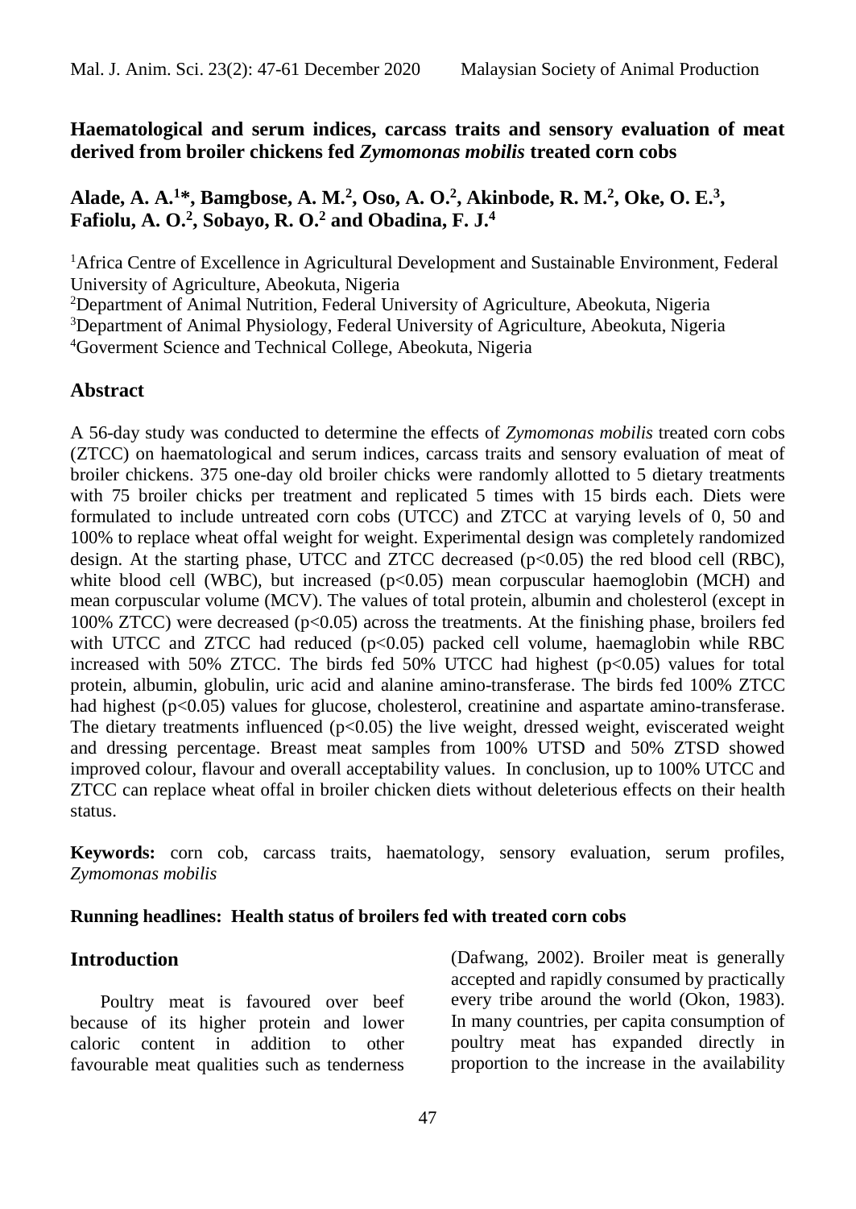# Haematological and serum indices, carcass traits and sensory evaluation of meat derived from broiler chickens fed *Zymomonas mobilis* treated corn cobs

**Alade, A. A.[1]\*, Bamgbose, A. M.[2], Oso, A. O.[2], Akinbode, R. M.[2], Oke, O. E.[3], Fafiolu, A. O.[2], Sobayo, R. O.[2] and Obadina, F. J.[4]**

[1]Africa Centre of Excellence in Agricultural Development and Sustainable Environment, Federal University of Agriculture, Abeokuta, Nigeria
[2]Department of Animal Nutrition, Federal University of Agriculture, Abeokuta, Nigeria
[3]Department of Animal Physiology, Federal University of Agriculture, Abeokuta, Nigeria
[4]Goverment Science and Technical College, Abeokuta, Nigeria

## Abstract

A 56-day study was conducted to determine the effects of *Zymomonas mobilis* treated corn cobs (ZTCC) on haematological and serum indices, carcass traits and sensory evaluation of meat of broiler chickens. 375 one-day old broiler chicks were randomly allotted to 5 dietary treatments with 75 broiler chicks per treatment and replicated 5 times with 15 birds each. Diets were formulated to include untreated corn cobs (UTCC) and ZTCC at varying levels of 0, 50 and 100% to replace wheat offal weight for weight. Experimental design was completely randomized design. At the starting phase, UTCC and ZTCC decreased ($p<0.05$) the red blood cell (RBC), white blood cell (WBC), but increased ($p<0.05$) mean corpuscular haemoglobin (MCH) and mean corpuscular volume (MCV). The values of total protein, albumin and cholesterol (except in 100% ZTCC) were decreased ($p<0.05$) across the treatments. At the finishing phase, broilers fed with UTCC and ZTCC had reduced ($p<0.05$) packed cell volume, haemaglobin while RBC increased with 50% ZTCC. The birds fed 50% UTCC had highest ($p<0.05$) values for total protein, albumin, globulin, uric acid and alanine amino-transferase. The birds fed 100% ZTCC had highest ($p<0.05$) values for glucose, cholesterol, creatinine and aspartate amino-transferase. The dietary treatments influenced ($p<0.05$) the live weight, dressed weight, eviscerated weight and dressing percentage. Breast meat samples from 100% UTSD and 50% ZTSD showed improved colour, flavour and overall acceptability values. In conclusion, up to 100% UTCC and ZTCC can replace wheat offal in broiler chicken diets without deleterious effects on their health status.

**Keywords:** corn cob, carcass traits, haematology, sensory evaluation, serum profiles, *Zymomonas mobilis*

**Running headlines: Health status of broilers fed with treated corn cobs**

## Introduction

Poultry meat is favoured over beef because of its higher protein and lower caloric content in addition to other favourable meat qualities such as tenderness (Dafwang, 2002). Broiler meat is generally accepted and rapidly consumed by practically every tribe around the world (Okon, 1983). In many countries, per capita consumption of poultry meat has expanded directly in proportion to the increase in the availability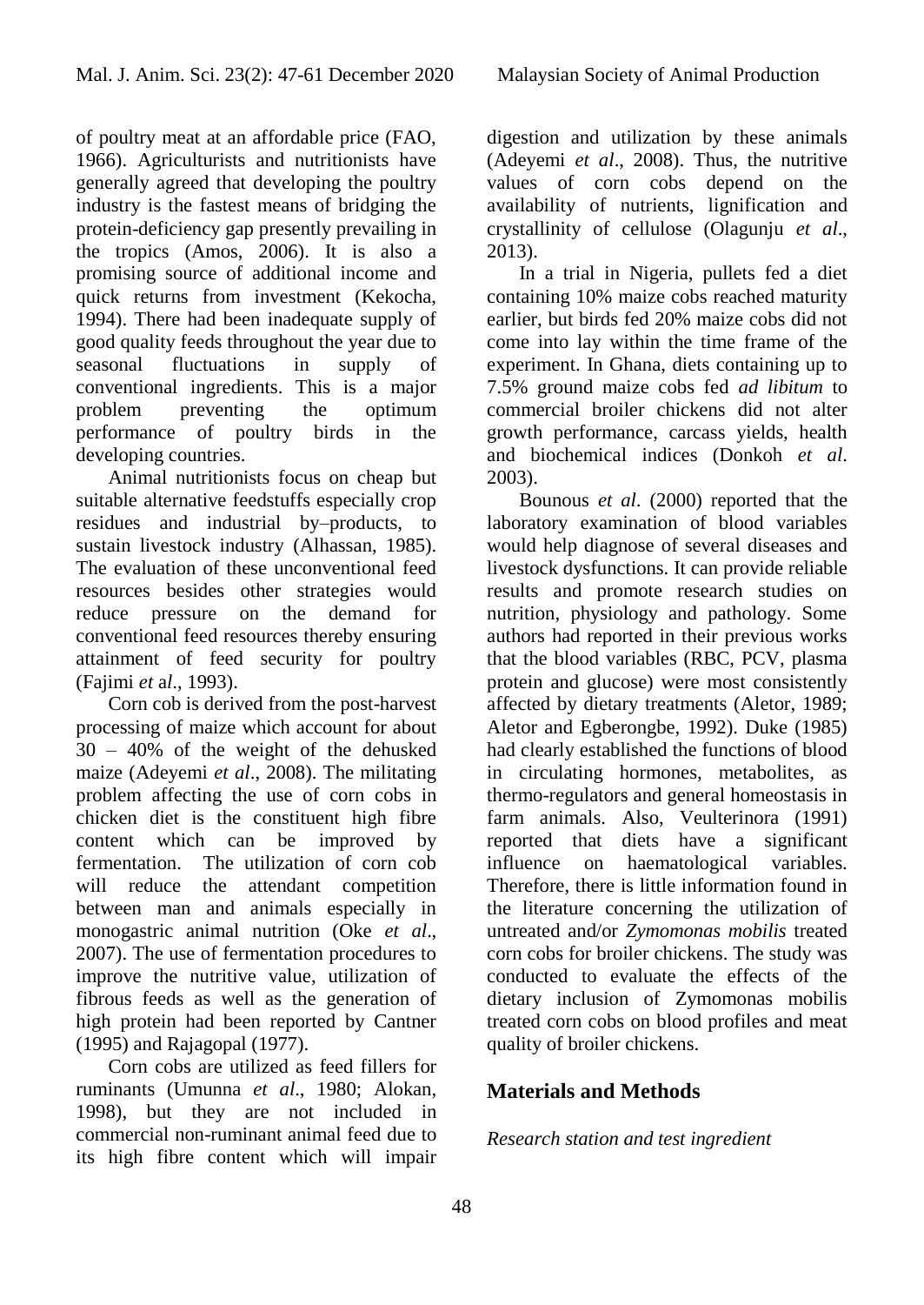of poultry meat at an affordable price (FAO, 1966). Agriculturists and nutritionists have generally agreed that developing the poultry industry is the fastest means of bridging the protein-deficiency gap presently prevailing in the tropics (Amos, 2006). It is also a promising source of additional income and quick returns from investment (Kekocha, 1994). There had been inadequate supply of good quality feeds throughout the year due to seasonal fluctuations in supply of conventional ingredients. This is a major problem preventing the optimum performance of poultry birds in the developing countries.

Animal nutritionists focus on cheap but suitable alternative feedstuffs especially crop residues and industrial by–products, to sustain livestock industry (Alhassan, 1985). The evaluation of these unconventional feed resources besides other strategies would reduce pressure on the demand for conventional feed resources thereby ensuring attainment of feed security for poultry (Fajimi *et al*., 1993).

Corn cob is derived from the post-harvest processing of maize which account for about 30 – 40% of the weight of the dehusked maize (Adeyemi *et al*., 2008). The militating problem affecting the use of corn cobs in chicken diet is the constituent high fibre content which can be improved by fermentation. The utilization of corn cob will reduce the attendant competition between man and animals especially in monogastric animal nutrition (Oke *et al*., 2007). The use of fermentation procedures to improve the nutritive value, utilization of fibrous feeds as well as the generation of high protein had been reported by Cantner (1995) and Rajagopal (1977).

Corn cobs are utilized as feed fillers for ruminants (Umunna *et al*., 1980; Alokan, 1998), but they are not included in commercial non-ruminant animal feed due to its high fibre content which will impair digestion and utilization by these animals (Adeyemi *et al*., 2008). Thus, the nutritive values of corn cobs depend on the availability of nutrients, lignification and crystallinity of cellulose (Olagunju *et al*., 2013).

In a trial in Nigeria, pullets fed a diet containing 10% maize cobs reached maturity earlier, but birds fed 20% maize cobs did not come into lay within the time frame of the experiment. In Ghana, diets containing up to 7.5% ground maize cobs fed *ad libitum* to commercial broiler chickens did not alter growth performance, carcass yields, health and biochemical indices (Donkoh *et al*. 2003).

Bounous *et al*. (2000) reported that the laboratory examination of blood variables would help diagnose of several diseases and livestock dysfunctions. It can provide reliable results and promote research studies on nutrition, physiology and pathology. Some authors had reported in their previous works that the blood variables (RBC, PCV, plasma protein and glucose) were most consistently affected by dietary treatments (Aletor, 1989; Aletor and Egberongbe, 1992). Duke (1985) had clearly established the functions of blood in circulating hormones, metabolites, as thermo-regulators and general homeostasis in farm animals. Also, Veulterinora (1991) reported that diets have a significant influence on haematological variables. Therefore, there is little information found in the literature concerning the utilization of untreated and/or *Zymomonas mobilis* treated corn cobs for broiler chickens. The study was conducted to evaluate the effects of the dietary inclusion of Zymomonas mobilis treated corn cobs on blood profiles and meat quality of broiler chickens.

## Materials and Methods

*Research station and test ingredient*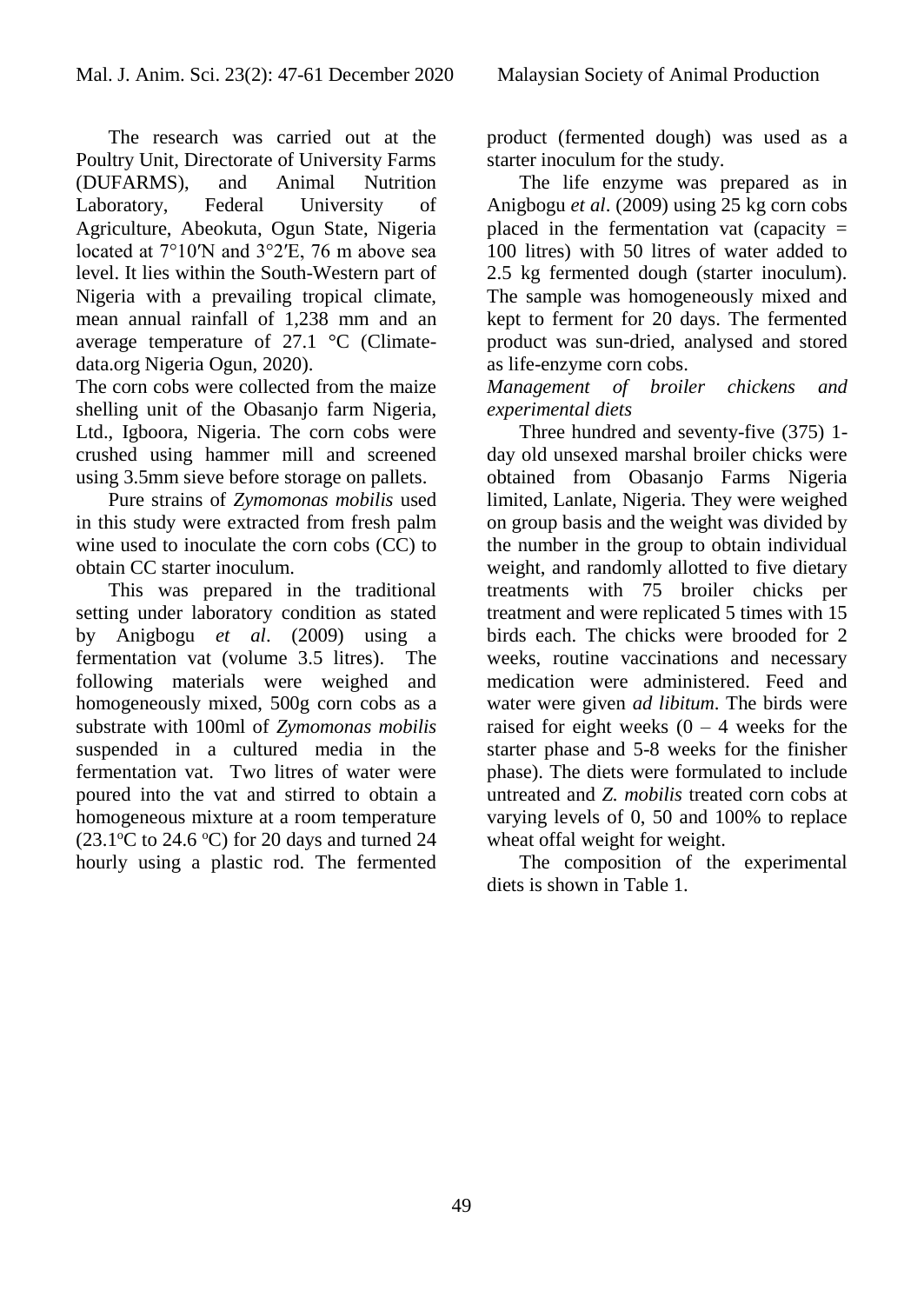The research was carried out at the Poultry Unit, Directorate of University Farms (DUFARMS), and Animal Nutrition Laboratory, Federal University of Agriculture, Abeokuta, Ogun State, Nigeria located at 7°10′N and 3°2′E, 76 m above sea level. It lies within the South-Western part of Nigeria with a prevailing tropical climate, mean annual rainfall of 1,238 mm and an average temperature of 27.1 °C (Climate-data.org Nigeria Ogun, 2020).

The corn cobs were collected from the maize shelling unit of the Obasanjo farm Nigeria, Ltd., Igboora, Nigeria. The corn cobs were crushed using hammer mill and screened using 3.5mm sieve before storage on pallets.

Pure strains of *Zymomonas mobilis* used in this study were extracted from fresh palm wine used to inoculate the corn cobs (CC) to obtain CC starter inoculum.

This was prepared in the traditional setting under laboratory condition as stated by Anigbogu *et al*. (2009) using a fermentation vat (volume 3.5 litres). The following materials were weighed and homogeneously mixed, 500g corn cobs as a substrate with 100ml of *Zymomonas mobilis* suspended in a cultured media in the fermentation vat. Two litres of water were poured into the vat and stirred to obtain a homogeneous mixture at a room temperature (23.1°C to 24.6 °C) for 20 days and turned 24 hourly using a plastic rod. The fermented product (fermented dough) was used as a starter inoculum for the study.

The life enzyme was prepared as in Anigbogu *et al*. (2009) using 25 kg corn cobs placed in the fermentation vat (capacity = 100 litres) with 50 litres of water added to 2.5 kg fermented dough (starter inoculum). The sample was homogeneously mixed and kept to ferment for 20 days. The fermented product was sun-dried, analysed and stored as life-enzyme corn cobs.

*Management of broiler chickens and experimental diets*

Three hundred and seventy-five (375) 1-day old unsexed marshal broiler chicks were obtained from Obasanjo Farms Nigeria limited, Lanlate, Nigeria. They were weighed on group basis and the weight was divided by the number in the group to obtain individual weight, and randomly allotted to five dietary treatments with 75 broiler chicks per treatment and were replicated 5 times with 15 birds each. The chicks were brooded for 2 weeks, routine vaccinations and necessary medication were administered. Feed and water were given *ad libitum*. The birds were raised for eight weeks (0 – 4 weeks for the starter phase and 5-8 weeks for the finisher phase). The diets were formulated to include untreated and *Z. mobilis* treated corn cobs at varying levels of 0, 50 and 100% to replace wheat offal weight for weight.

The composition of the experimental diets is shown in Table 1.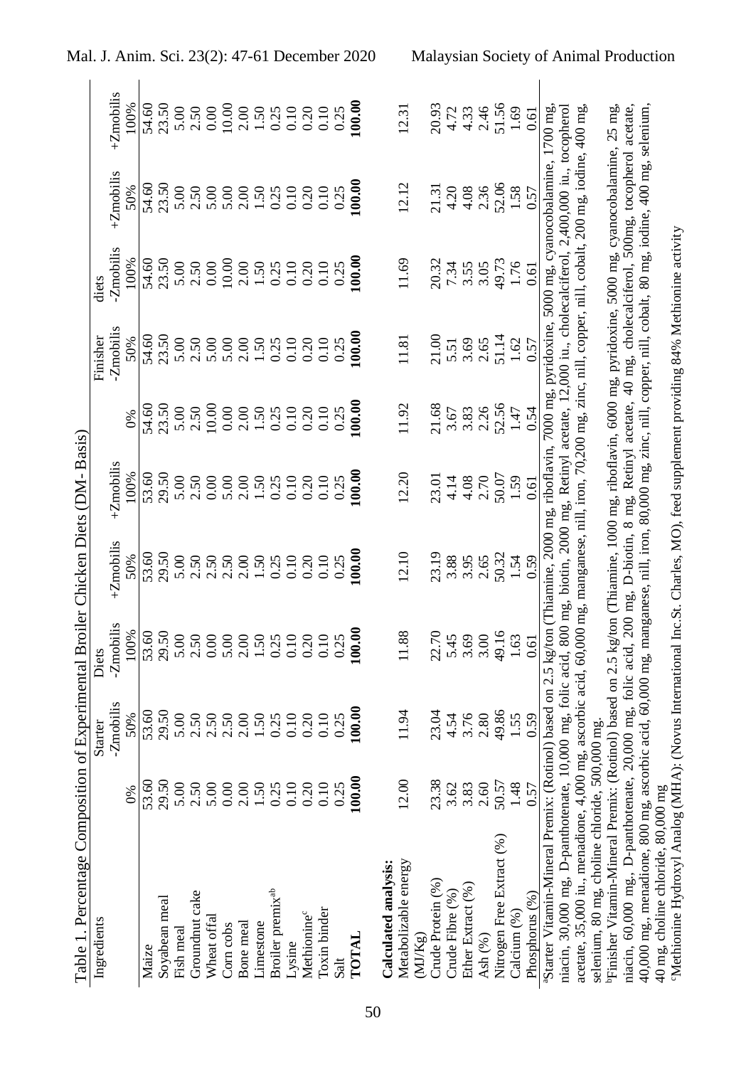Table 1. Percentage Composition of Experimental Broiler Chicken Diets (DM- Basis)

| Ingredients | Starter Diets | | | | | Finisher diets | | | | |
|---|---|---|---|---|---|---|---|---|---|---|
| | 0% | -Zmobilis 50% | -Zmobilis 100% | +Zmobilis 50% | +Zmobilis 100% | 0% | -Zmobilis 50% | -Zmobilis 100% | +Zmobilis 50% | +Zmobilis 100% |
| Maize | 53.60 | 53.60 | 53.60 | 53.60 | 53.60 | 54.60 | 54.60 | 54.60 | 54.60 | 54.60 |
| Soyabean meal | 29.50 | 29.50 | 29.50 | 29.50 | 29.50 | 23.50 | 23.50 | 23.50 | 23.50 | 23.50 |
| Fish meal | 5.00 | 5.00 | 5.00 | 5.00 | 5.00 | 5.00 | 5.00 | 5.00 | 5.00 | 5.00 |
| Groundnut cake | 2.50 | 2.50 | 2.50 | 2.50 | 2.50 | 2.50 | 2.50 | 2.50 | 2.50 | 2.50 |
| Wheat offal | 5.00 | 2.50 | 0.00 | 2.50 | 0.00 | 10.00 | 5.00 | 0.00 | 5.00 | 0.00 |
| Corn cobs | 0.00 | 2.50 | 5.00 | 2.50 | 5.00 | 0.00 | 5.00 | 10.00 | 5.00 | 10.00 |
| Bone meal | 2.00 | 2.00 | 2.00 | 2.00 | 2.00 | 2.00 | 2.00 | 2.00 | 2.00 | 2.00 |
| Limestone | 1.50 | 1.50 | 1.50 | 1.50 | 1.50 | 1.50 | 1.50 | 1.50 | 1.50 | 1.50 |
| Broiler premix[ab] | 0.25 | 0.25 | 0.25 | 0.25 | 0.25 | 0.25 | 0.25 | 0.25 | 0.25 | 0.25 |
| Lysine | 0.10 | 0.10 | 0.10 | 0.10 | 0.10 | 0.10 | 0.10 | 0.10 | 0.10 | 0.10 |
| Methionine[c] | 0.20 | 0.20 | 0.20 | 0.20 | 0.20 | 0.20 | 0.20 | 0.20 | 0.20 | 0.20 |
| Toxin binder | 0.10 | 0.10 | 0.10 | 0.10 | 0.10 | 0.10 | 0.10 | 0.10 | 0.10 | 0.10 |
| Salt | 0.25 | 0.25 | 0.25 | 0.25 | 0.25 | 0.25 | 0.25 | 0.25 | 0.25 | 0.25 |
| **TOTAL** | **100.00** | **100.00** | **100.00** | **100.00** | **100.00** | **100.00** | **100.00** | **100.00** | **100.00** | **100.00** |
| **Calculated analysis:** | | | | | | | | | | |
| Metabolizable energy (MJ/Kg) | 12.00 | 11.94 | 11.88 | 12.10 | 12.20 | 11.92 | 11.81 | 11.69 | 12.12 | 12.31 |
| Crude Protein (%) | 23.38 | 23.04 | 22.70 | 23.19 | 23.01 | 21.68 | 21.00 | 20.32 | 21.31 | 20.93 |
| Crude Fibre (%) | 3.62 | 4.54 | 5.45 | 3.88 | 4.14 | 3.67 | 5.51 | 7.34 | 4.20 | 4.72 |
| Ether Extract (%) | 3.83 | 3.76 | 3.69 | 3.95 | 4.08 | 3.83 | 3.69 | 3.55 | 4.08 | 4.33 |
| Ash (%) | 2.60 | 2.80 | 3.00 | 2.65 | 2.70 | 2.26 | 2.65 | 3.05 | 2.36 | 2.46 |
| Nitrogen Free Extract (%) | 50.57 | 49.86 | 49.16 | 50.32 | 50.07 | 52.56 | 51.14 | 49.73 | 52.06 | 51.56 |
| Calcium (%) | 1.48 | 1.55 | 1.63 | 1.54 | 1.59 | 1.47 | 1.62 | 1.76 | 1.58 | 1.69 |
| Phosphorus (%) | 0.57 | 0.59 | 0.61 | 0.59 | 0.61 | 0.54 | 0.57 | 0.61 | 0.57 | 0.61 |

[a]Starter Vitamin-Mineral Premix: (Rotinol) based on 2.5 kg/ton (Thiamine, 2000 mg, riboflavin, 7000 mg, pyridoxine, 5000 mg, cyanocobalamine, 1700 mg, niacin, 30,000 mg, D-panthotenate, 10,000 mg, folic acid, 800 mg, biotin, 2000 mg, Retinyl acetate, 12,000 iu., cholecalciferol, 2,400,000 iu., tocopherol acetate, 35,000 iu., menadione, 4,000 mg, ascorbic acid, 60,000 mg, manganese, nill, iron, 70,200 mg, zinc, nill, copper, nill, cobalt, 200 mg, iodine, 400 mg, selenium, 80 mg, choline chloride, 500,000 mg.

[b]Finisher Vitamin-Mineral Premix: (Rotinol) based on 2.5 kg/ton (Thiamine, 1000 mg, riboflavin, 6000 mg, pyridoxine, 5000 mg, cyanocobalamine, 25 mg, niacin, 60,000 mg., D-panthotenate, 20,000 mg, folic acid, 200 mg, D-biotin, 8 mg, Retinyl acetate, 40 mg, cholecalciferol, 500mg, tocopherol acetate, 40,000 mg., menadione, 800 mg, ascorbic acid, 60,000 mg, manganese, nill, iron, 80,000 mg, zinc, nill, copper, nill, cobalt, 80 mg, iodine, 400 mg, selenium, 40 mg, choline chloride, 80,000 mg

[c]Methionine Hydroxyl Analog (MHA): (Novus International Inc.St. Charles, MO), feed supplement providing 84% Methionine activity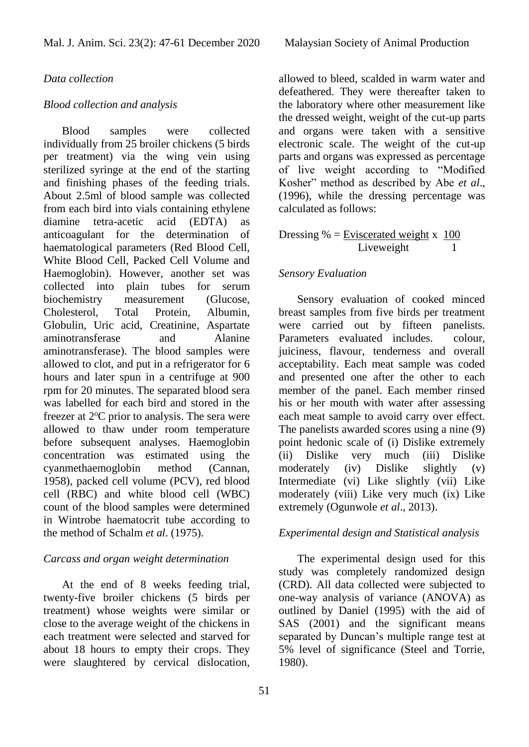*Data collection*

*Blood collection and analysis*

Blood samples were collected individually from 25 broiler chickens (5 birds per treatment) via the wing vein using sterilized syringe at the end of the starting and finishing phases of the feeding trials. About 2.5ml of blood sample was collected from each bird into vials containing ethylene diamine tetra-acetic acid (EDTA) as anticoagulant for the determination of haematological parameters (Red Blood Cell, White Blood Cell, Packed Cell Volume and Haemoglobin). However, another set was collected into plain tubes for serum biochemistry measurement (Glucose, Cholesterol, Total Protein, Albumin, Globulin, Uric acid, Creatinine, Aspartate aminotransferase and Alanine aminotransferase). The blood samples were allowed to clot, and put in a refrigerator for 6 hours and later spun in a centrifuge at 900 rpm for 20 minutes. The separated blood sera was labelled for each bird and stored in the freezer at 2°C prior to analysis. The sera were allowed to thaw under room temperature before subsequent analyses. Haemoglobin concentration was estimated using the cyanmethaemoglobin method (Cannan, 1958), packed cell volume (PCV), red blood cell (RBC) and white blood cell (WBC) count of the blood samples were determined in Wintrobe haematocrit tube according to the method of Schalm *et al*. (1975).

*Carcass and organ weight determination*

At the end of 8 weeks feeding trial, twenty-five broiler chickens (5 birds per treatment) whose weights were similar or close to the average weight of the chickens in each treatment were selected and starved for about 18 hours to empty their crops. They were slaughtered by cervical dislocation, allowed to bleed, scalded in warm water and defeathered. They were thereafter taken to the laboratory where other measurement like the dressed weight, weight of the cut-up parts and organs were taken with a sensitive electronic scale. The weight of the cut-up parts and organs was expressed as percentage of live weight according to "Modified Kosher" method as described by Abe *et al*., (1996), while the dressing percentage was calculated as follows:

$$\text{Dressing \%} = \frac{\text{Eviscerated weight}}{\text{Liveweight}} \times \frac{100}{1}$$

*Sensory Evaluation*

Sensory evaluation of cooked minced breast samples from five birds per treatment were carried out by fifteen panelists. Parameters evaluated includes. colour, juiciness, flavour, tenderness and overall acceptability. Each meat sample was coded and presented one after the other to each member of the panel. Each member rinsed his or her mouth with water after assessing each meat sample to avoid carry over effect. The panelists awarded scores using a nine (9) point hedonic scale of (i) Dislike extremely (ii) Dislike very much (iii) Dislike moderately (iv) Dislike slightly (v) Intermediate (vi) Like slightly (vii) Like moderately (viii) Like very much (ix) Like extremely (Ogunwole *et al*., 2013).

*Experimental design and Statistical analysis*

The experimental design used for this study was completely randomized design (CRD). All data collected were subjected to one-way analysis of variance (ANOVA) as outlined by Daniel (1995) with the aid of SAS (2001) and the significant means separated by Duncan's multiple range test at 5% level of significance (Steel and Torrie, 1980).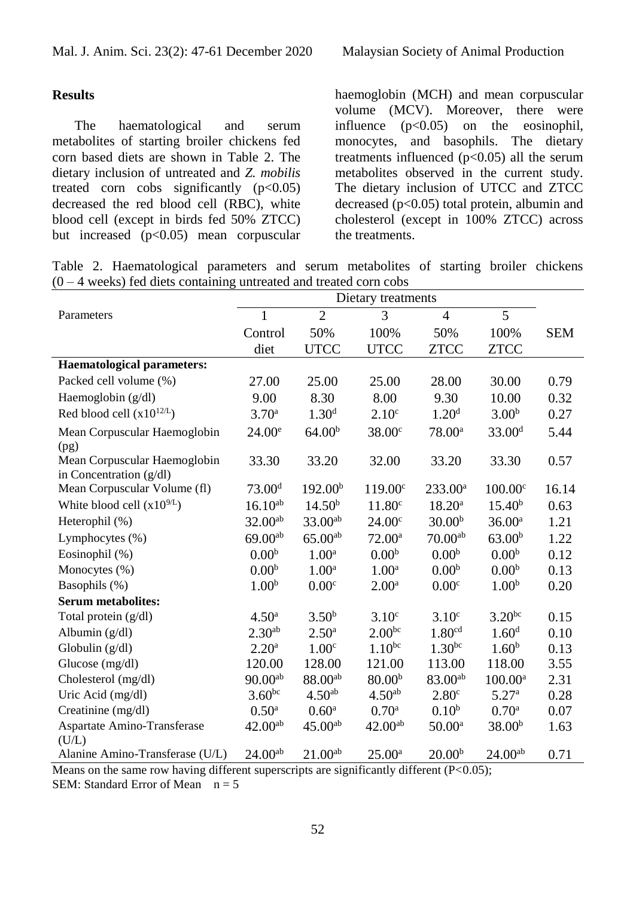## Results

The haematological and serum metabolites of starting broiler chickens fed corn based diets are shown in Table 2. The dietary inclusion of untreated and *Z. mobilis* treated corn cobs significantly ($p<0.05$) decreased the red blood cell (RBC), white blood cell (except in birds fed 50% ZTCC) but increased ($p<0.05$) mean corpuscular haemoglobin (MCH) and mean corpuscular volume (MCV). Moreover, there were influence ($p<0.05$) on the eosinophil, monocytes, and basophils. The dietary treatments influenced ($p<0.05$) all the serum metabolites observed in the current study. The dietary inclusion of UTCC and ZTCC decreased ($p<0.05$) total protein, albumin and cholesterol (except in 100% ZTCC) across the treatments.

Table 2. Haematological parameters and serum metabolites of starting broiler chickens (0 – 4 weeks) fed diets containing untreated and treated corn cobs

| Parameters | Dietary treatments | | | | | SEM |
|---|---|---|---|---|---|---|
| | 1 | 2 | 3 | 4 | 5 | |
| | Control diet | 50% UTCC | 100% UTCC | 50% ZTCC | 100% ZTCC | |
| **Haematological parameters:** | | | | | | |
| Packed cell volume (%) | 27.00 | 25.00 | 25.00 | 28.00 | 30.00 | 0.79 |
| Haemoglobin (g/dl) | 9.00 | 8.30 | 8.00 | 9.30 | 10.00 | 0.32 |
| Red blood cell ($x10^{12/L}$) | 3.70[a] | 1.30[d] | 2.10[c] | 1.20[d] | 3.00[b] | 0.27 |
| Mean Corpuscular Haemoglobin (pg) | 24.00[e] | 64.00[b] | 38.00[c] | 78.00[a] | 33.00[d] | 5.44 |
| Mean Corpuscular Haemoglobin in Concentration (g/dl) | 33.30 | 33.20 | 32.00 | 33.20 | 33.30 | 0.57 |
| Mean Corpuscular Volume (fl) | 73.00[d] | 192.00[b] | 119.00[c] | 233.00[a] | 100.00[c] | 16.14 |
| White blood cell ($x10^{9/L}$) | 16.10[ab] | 14.50[b] | 11.80[c] | 18.20[a] | 15.40[b] | 0.63 |
| Heterophil (%) | 32.00[ab] | 33.00[ab] | 24.00[c] | 30.00[b] | 36.00[a] | 1.21 |
| Lymphocytes (%) | 69.00[ab] | 65.00[ab] | 72.00[a] | 70.00[ab] | 63.00[b] | 1.22 |
| Eosinophil (%) | 0.00[b] | 1.00[a] | 0.00[b] | 0.00[b] | 0.00[b] | 0.12 |
| Monocytes (%) | 0.00[b] | 1.00[a] | 1.00[a] | 0.00[b] | 0.00[b] | 0.13 |
| Basophils (%) | 1.00[b] | 0.00[c] | 2.00[a] | 0.00[c] | 1.00[b] | 0.20 |
| **Serum metabolites:** | | | | | | |
| Total protein (g/dl) | 4.50[a] | 3.50[b] | 3.10[c] | 3.10[c] | 3.20[bc] | 0.15 |
| Albumin (g/dl) | 2.30[ab] | 2.50[a] | 2.00[bc] | 1.80[cd] | 1.60[d] | 0.10 |
| Globulin (g/dl) | 2.20[a] | 1.00[c] | 1.10[bc] | 1.30[bc] | 1.60[b] | 0.13 |
| Glucose (mg/dl) | 120.00 | 128.00 | 121.00 | 113.00 | 118.00 | 3.55 |
| Cholesterol (mg/dl) | 90.00[ab] | 88.00[ab] | 80.00[b] | 83.00[ab] | 100.00[a] | 2.31 |
| Uric Acid (mg/dl) | 3.60[bc] | 4.50[ab] | 4.50[ab] | 2.80[c] | 5.27[a] | 0.28 |
| Creatinine (mg/dl) | 0.50[a] | 0.60[a] | 0.70[a] | 0.10[b] | 0.70[a] | 0.07 |
| Aspartate Amino-Transferase (U/L) | 42.00[ab] | 45.00[ab] | 42.00[ab] | 50.00[a] | 38.00[b] | 1.63 |
| Alanine Amino-Transferase (U/L) | 24.00[ab] | 21.00[ab] | 25.00[a] | 20.00[b] | 24.00[ab] | 0.71 |

Means on the same row having different superscripts are significantly different ($P<0.05$);
SEM: Standard Error of Mean $n = 5$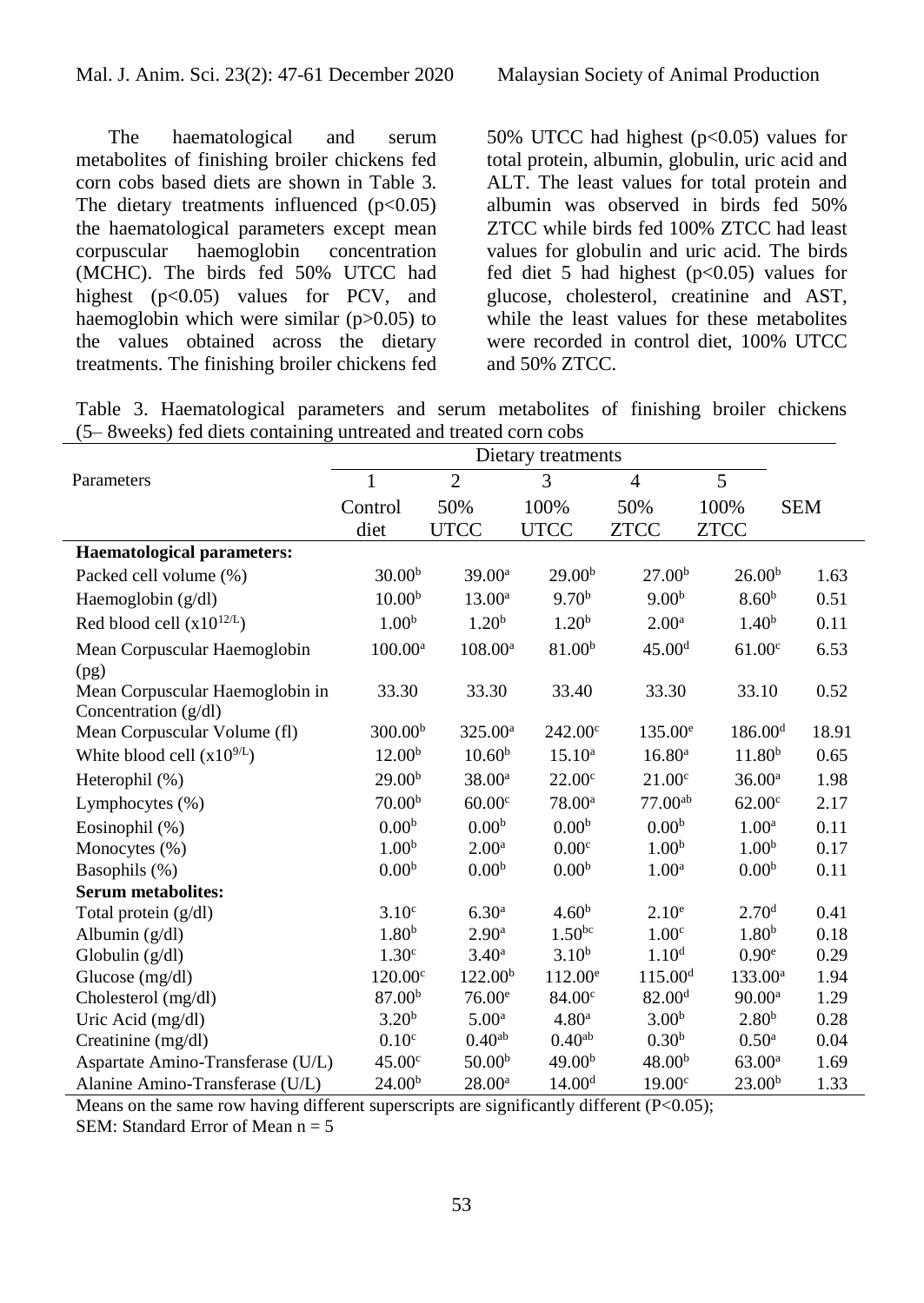The haematological and serum metabolites of finishing broiler chickens fed corn cobs based diets are shown in Table 3. The dietary treatments influenced ($p<0.05$) the haematological parameters except mean corpuscular haemoglobin concentration (MCHC). The birds fed 50% UTCC had highest ($p<0.05$) values for PCV, and haemoglobin which were similar ($p>0.05$) to the values obtained across the dietary treatments. The finishing broiler chickens fed 50% UTCC had highest ($p<0.05$) values for total protein, albumin, globulin, uric acid and ALT. The least values for total protein and albumin was observed in birds fed 50% ZTCC while birds fed 100% ZTCC had least values for globulin and uric acid. The birds fed diet 5 had highest ($p<0.05$) values for glucose, cholesterol, creatinine and AST, while the least values for these metabolites were recorded in control diet, 100% UTCC and 50% ZTCC.

Table 3. Haematological parameters and serum metabolites of finishing broiler chickens (5– 8weeks) fed diets containing untreated and treated corn cobs

| Parameters | Dietary treatments | | | | | |
|---|---|---|---|---|---|---|
| | 1 | 2 | 3 | 4 | 5 | |
| | Control diet | 50% UTCC | 100% UTCC | 50% ZTCC | 100% ZTCC | SEM |
| **Haematological parameters:** | | | | | | |
| Packed cell volume (%) | $30.00^{b}$ | $39.00^{a}$ | $29.00^{b}$ | $27.00^{b}$ | $26.00^{b}$ | 1.63 |
| Haemoglobin (g/dl) | $10.00^{b}$ | $13.00^{a}$ | $9.70^{b}$ | $9.00^{b}$ | $8.60^{b}$ | 0.51 |
| Red blood cell ($x10^{12/L}$) | $1.00^{b}$ | $1.20^{b}$ | $1.20^{b}$ | $2.00^{a}$ | $1.40^{b}$ | 0.11 |
| Mean Corpuscular Haemoglobin (pg) | $100.00^{a}$ | $108.00^{a}$ | $81.00^{b}$ | $45.00^{d}$ | $61.00^{c}$ | 6.53 |
| Mean Corpuscular Haemoglobin in Concentration (g/dl) | 33.30 | 33.30 | 33.40 | 33.30 | 33.10 | 0.52 |
| Mean Corpuscular Volume (fl) | $300.00^{b}$ | $325.00^{a}$ | $242.00^{c}$ | $135.00^{e}$ | $186.00^{d}$ | 18.91 |
| White blood cell ($x10^{9/L}$) | $12.00^{b}$ | $10.60^{b}$ | $15.10^{a}$ | $16.80^{a}$ | $11.80^{b}$ | 0.65 |
| Heterophil (%) | $29.00^{b}$ | $38.00^{a}$ | $22.00^{c}$ | $21.00^{c}$ | $36.00^{a}$ | 1.98 |
| Lymphocytes (%) | $70.00^{b}$ | $60.00^{c}$ | $78.00^{a}$ | $77.00^{ab}$ | $62.00^{c}$ | 2.17 |
| Eosinophil (%) | $0.00^{b}$ | $0.00^{b}$ | $0.00^{b}$ | $0.00^{b}$ | $1.00^{a}$ | 0.11 |
| Monocytes (%) | $1.00^{b}$ | $2.00^{a}$ | $0.00^{c}$ | $1.00^{b}$ | $1.00^{b}$ | 0.17 |
| Basophils (%) | $0.00^{b}$ | $0.00^{b}$ | $0.00^{b}$ | $1.00^{a}$ | $0.00^{b}$ | 0.11 |
| **Serum metabolites:** | | | | | | |
| Total protein (g/dl) | $3.10^{c}$ | $6.30^{a}$ | $4.60^{b}$ | $2.10^{e}$ | $2.70^{d}$ | 0.41 |
| Albumin (g/dl) | $1.80^{b}$ | $2.90^{a}$ | $1.50^{bc}$ | $1.00^{c}$ | $1.80^{b}$ | 0.18 |
| Globulin (g/dl) | $1.30^{c}$ | $3.40^{a}$ | $3.10^{b}$ | $1.10^{d}$ | $0.90^{e}$ | 0.29 |
| Glucose (mg/dl) | $120.00^{c}$ | $122.00^{b}$ | $112.00^{e}$ | $115.00^{d}$ | $133.00^{a}$ | 1.94 |
| Cholesterol (mg/dl) | $87.00^{b}$ | $76.00^{e}$ | $84.00^{c}$ | $82.00^{d}$ | $90.00^{a}$ | 1.29 |
| Uric Acid (mg/dl) | $3.20^{b}$ | $5.00^{a}$ | $4.80^{a}$ | $3.00^{b}$ | $2.80^{b}$ | 0.28 |
| Creatinine (mg/dl) | $0.10^{c}$ | $0.40^{ab}$ | $0.40^{ab}$ | $0.30^{b}$ | $0.50^{a}$ | 0.04 |
| Aspartate Amino-Transferase (U/L) | $45.00^{c}$ | $50.00^{b}$ | $49.00^{b}$ | $48.00^{b}$ | $63.00^{a}$ | 1.69 |
| Alanine Amino-Transferase (U/L) | $24.00^{b}$ | $28.00^{a}$ | $14.00^{d}$ | $19.00^{c}$ | $23.00^{b}$ | 1.33 |

Means on the same row having different superscripts are significantly different ($P<0.05$);
SEM: Standard Error of Mean n = 5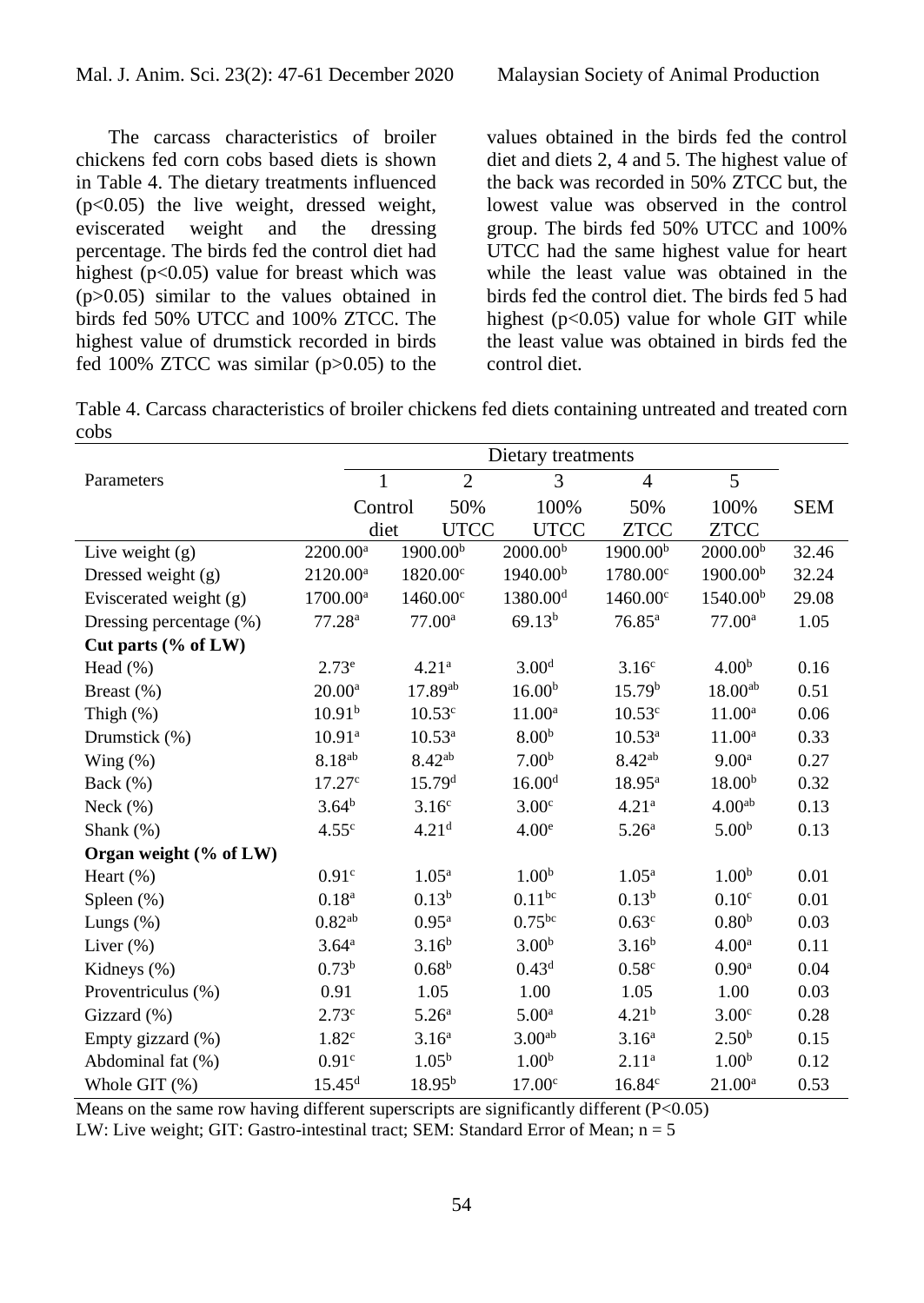The carcass characteristics of broiler chickens fed corn cobs based diets is shown in Table 4. The dietary treatments influenced ($p<0.05$) the live weight, dressed weight, eviscerated weight and the dressing percentage. The birds fed the control diet had highest ($p<0.05$) value for breast which was ($p>0.05$) similar to the values obtained in birds fed 50% UTCC and 100% ZTCC. The highest value of drumstick recorded in birds fed 100% ZTCC was similar ($p>0.05$) to the values obtained in the birds fed the control diet and diets 2, 4 and 5. The highest value of the back was recorded in 50% ZTCC but, the lowest value was observed in the control group. The birds fed 50% UTCC and 100% UTCC had the same highest value for heart while the least value was obtained in the birds fed the control diet. The birds fed 5 had highest ($p<0.05$) value for whole GIT while the least value was obtained in birds fed the control diet.

Table 4. Carcass characteristics of broiler chickens fed diets containing untreated and treated corn cobs

| Parameters | Dietary treatments | | | | | |
|---|---|---|---|---|---|---|
| | 1 | 2 | 3 | 4 | 5 | |
| | Control diet | 50% UTCC | 100% UTCC | 50% ZTCC | 100% ZTCC | SEM |
| Live weight (g) | 2200.00$^{a}$ | 1900.00$^{b}$ | 2000.00$^{b}$ | 1900.00$^{b}$ | 2000.00$^{b}$ | 32.46 |
| Dressed weight (g) | 2120.00$^{a}$ | 1820.00$^{c}$ | 1940.00$^{b}$ | 1780.00$^{c}$ | 1900.00$^{b}$ | 32.24 |
| Eviscerated weight (g) | 1700.00$^{a}$ | 1460.00$^{c}$ | 1380.00$^{d}$ | 1460.00$^{c}$ | 1540.00$^{b}$ | 29.08 |
| Dressing percentage (%) | 77.28$^{a}$ | 77.00$^{a}$ | 69.13$^{b}$ | 76.85$^{a}$ | 77.00$^{a}$ | 1.05 |
| **Cut parts (% of LW)** | | | | | | |
| Head (%) | 2.73$^{e}$ | 4.21$^{a}$ | 3.00$^{d}$ | 3.16$^{c}$ | 4.00$^{b}$ | 0.16 |
| Breast (%) | 20.00$^{a}$ | 17.89$^{ab}$ | 16.00$^{b}$ | 15.79$^{b}$ | 18.00$^{ab}$ | 0.51 |
| Thigh (%) | 10.91$^{b}$ | 10.53$^{c}$ | 11.00$^{a}$ | 10.53$^{c}$ | 11.00$^{a}$ | 0.06 |
| Drumstick (%) | 10.91$^{a}$ | 10.53$^{a}$ | 8.00$^{b}$ | 10.53$^{a}$ | 11.00$^{a}$ | 0.33 |
| Wing (%) | 8.18$^{ab}$ | 8.42$^{ab}$ | 7.00$^{b}$ | 8.42$^{ab}$ | 9.00$^{a}$ | 0.27 |
| Back (%) | 17.27$^{c}$ | 15.79$^{d}$ | 16.00$^{d}$ | 18.95$^{a}$ | 18.00$^{b}$ | 0.32 |
| Neck (%) | 3.64$^{b}$ | 3.16$^{c}$ | 3.00$^{c}$ | 4.21$^{a}$ | 4.00$^{ab}$ | 0.13 |
| Shank (%) | 4.55$^{c}$ | 4.21$^{d}$ | 4.00$^{e}$ | 5.26$^{a}$ | 5.00$^{b}$ | 0.13 |
| **Organ weight (% of LW)** | | | | | | |
| Heart (%) | 0.91$^{c}$ | 1.05$^{a}$ | 1.00$^{b}$ | 1.05$^{a}$ | 1.00$^{b}$ | 0.01 |
| Spleen (%) | 0.18$^{a}$ | 0.13$^{b}$ | 0.11$^{bc}$ | 0.13$^{b}$ | 0.10$^{c}$ | 0.01 |
| Lungs (%) | 0.82$^{ab}$ | 0.95$^{a}$ | 0.75$^{bc}$ | 0.63$^{c}$ | 0.80$^{b}$ | 0.03 |
| Liver (%) | 3.64$^{a}$ | 3.16$^{b}$ | 3.00$^{b}$ | 3.16$^{b}$ | 4.00$^{a}$ | 0.11 |
| Kidneys (%) | 0.73$^{b}$ | 0.68$^{b}$ | 0.43$^{d}$ | 0.58$^{c}$ | 0.90$^{a}$ | 0.04 |
| Proventriculus (%) | 0.91 | 1.05 | 1.00 | 1.05 | 1.00 | 0.03 |
| Gizzard (%) | 2.73$^{c}$ | 5.26$^{a}$ | 5.00$^{a}$ | 4.21$^{b}$ | 3.00$^{c}$ | 0.28 |
| Empty gizzard (%) | 1.82$^{c}$ | 3.16$^{a}$ | 3.00$^{ab}$ | 3.16$^{a}$ | 2.50$^{b}$ | 0.15 |
| Abdominal fat (%) | 0.91$^{c}$ | 1.05$^{b}$ | 1.00$^{b}$ | 2.11$^{a}$ | 1.00$^{b}$ | 0.12 |
| Whole GIT (%) | 15.45$^{d}$ | 18.95$^{b}$ | 17.00$^{c}$ | 16.84$^{c}$ | 21.00$^{a}$ | 0.53 |

Means on the same row having different superscripts are significantly different ($P<0.05$)
LW: Live weight; GIT: Gastro-intestinal tract; SEM: Standard Error of Mean; n = 5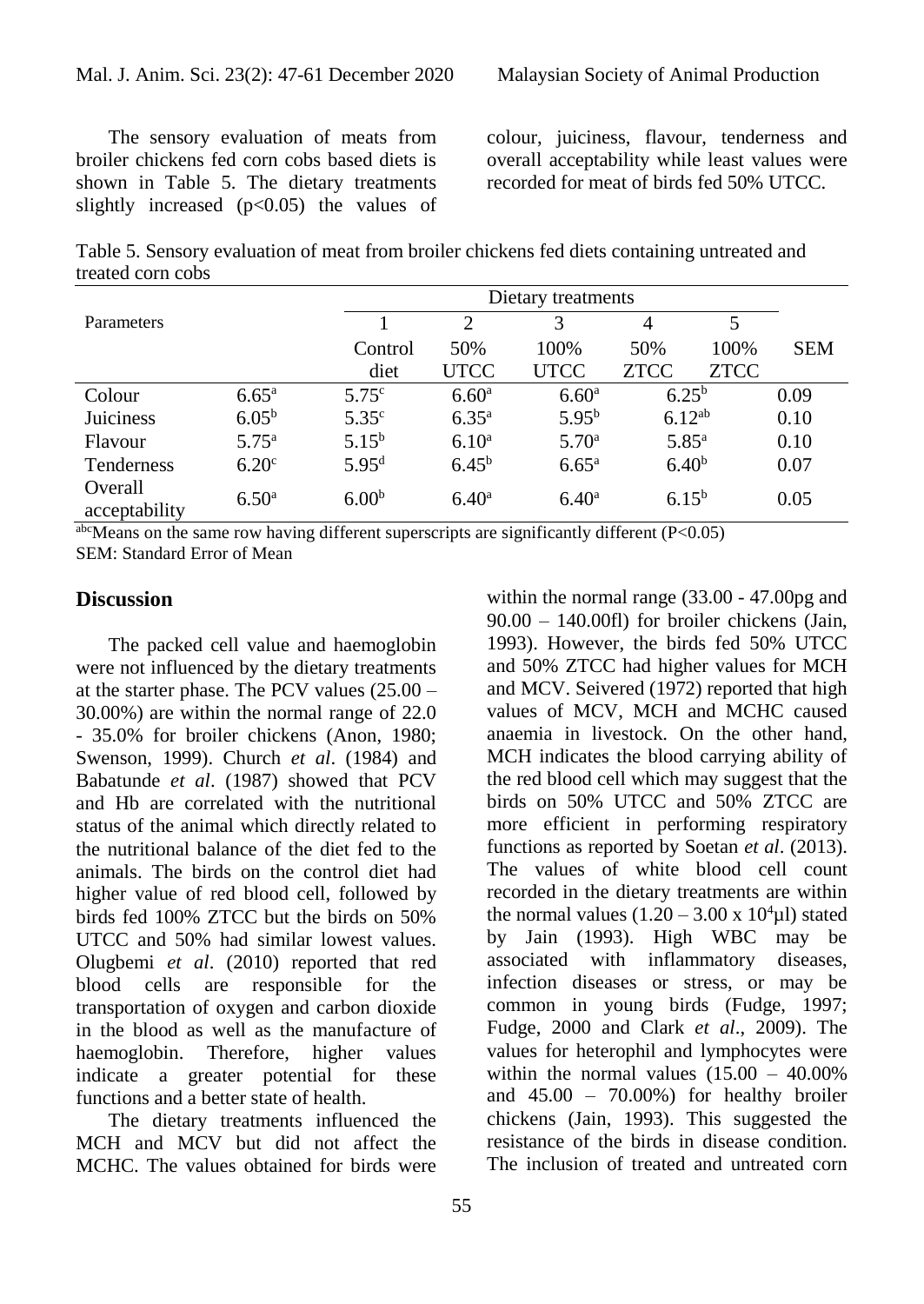The sensory evaluation of meats from broiler chickens fed corn cobs based diets is shown in Table 5. The dietary treatments slightly increased ($p<0.05$) the values of colour, juiciness, flavour, tenderness and overall acceptability while least values were recorded for meat of birds fed 50% UTCC.

Table 5. Sensory evaluation of meat from broiler chickens fed diets containing untreated and treated corn cobs

| Parameters | | Dietary treatments | | | | | SEM |
|---|---|---|---|---|---|---|---|
| | | 1 | 2 | 3 | 4 | 5 | |
| | | Control diet | 50% UTCC | 100% UTCC | 50% ZTCC | 100% ZTCC | |
| Colour | $6.65^{a}$ | $5.75^{c}$ | $6.60^{a}$ | $6.60^{a}$ | $6.25^{b}$ | | 0.09 |
| Juiciness | $6.05^{b}$ | $5.35^{c}$ | $6.35^{a}$ | $5.95^{b}$ | $6.12^{ab}$ | | 0.10 |
| Flavour | $5.75^{a}$ | $5.15^{b}$ | $6.10^{a}$ | $5.70^{a}$ | $5.85^{a}$ | | 0.10 |
| Tenderness | $6.20^{c}$ | $5.95^{d}$ | $6.45^{b}$ | $6.65^{a}$ | $6.40^{b}$ | | 0.07 |
| Overall acceptability | $6.50^{a}$ | $6.00^{b}$ | $6.40^{a}$ | $6.40^{a}$ | $6.15^{b}$ | | 0.05 |

[abc]Means on the same row having different superscripts are significantly different ($P<0.05$)
SEM: Standard Error of Mean

## Discussion

The packed cell value and haemoglobin were not influenced by the dietary treatments at the starter phase. The PCV values (25.00 – 30.00%) are within the normal range of 22.0 - 35.0% for broiler chickens (Anon, 1980; Swenson, 1999). Church *et al*. (1984) and Babatunde *et al*. (1987) showed that PCV and Hb are correlated with the nutritional status of the animal which directly related to the nutritional balance of the diet fed to the animals. The birds on the control diet had higher value of red blood cell, followed by birds fed 100% ZTCC but the birds on 50% UTCC and 50% had similar lowest values. Olugbemi *et al*. (2010) reported that red blood cells are responsible for the transportation of oxygen and carbon dioxide in the blood as well as the manufacture of haemoglobin. Therefore, higher values indicate a greater potential for these functions and a better state of health.

The dietary treatments influenced the MCH and MCV but did not affect the MCHC. The values obtained for birds were within the normal range (33.00 - 47.00pg and 90.00 – 140.00fl) for broiler chickens (Jain, 1993). However, the birds fed 50% UTCC and 50% ZTCC had higher values for MCH and MCV. Seivered (1972) reported that high values of MCV, MCH and MCHC caused anaemia in livestock. On the other hand, MCH indicates the blood carrying ability of the red blood cell which may suggest that the birds on 50% UTCC and 50% ZTCC are more efficient in performing respiratory functions as reported by Soetan *et al*. (2013). The values of white blood cell count recorded in the dietary treatments are within the normal values ($1.20 – 3.00 \times 10^{4}$µl) stated by Jain (1993). High WBC may be associated with inflammatory diseases, infection diseases or stress, or may be common in young birds (Fudge, 1997; Fudge, 2000 and Clark *et al*., 2009). The values for heterophil and lymphocytes were within the normal values (15.00 – 40.00% and 45.00 – 70.00%) for healthy broiler chickens (Jain, 1993). This suggested the resistance of the birds in disease condition. The inclusion of treated and untreated corn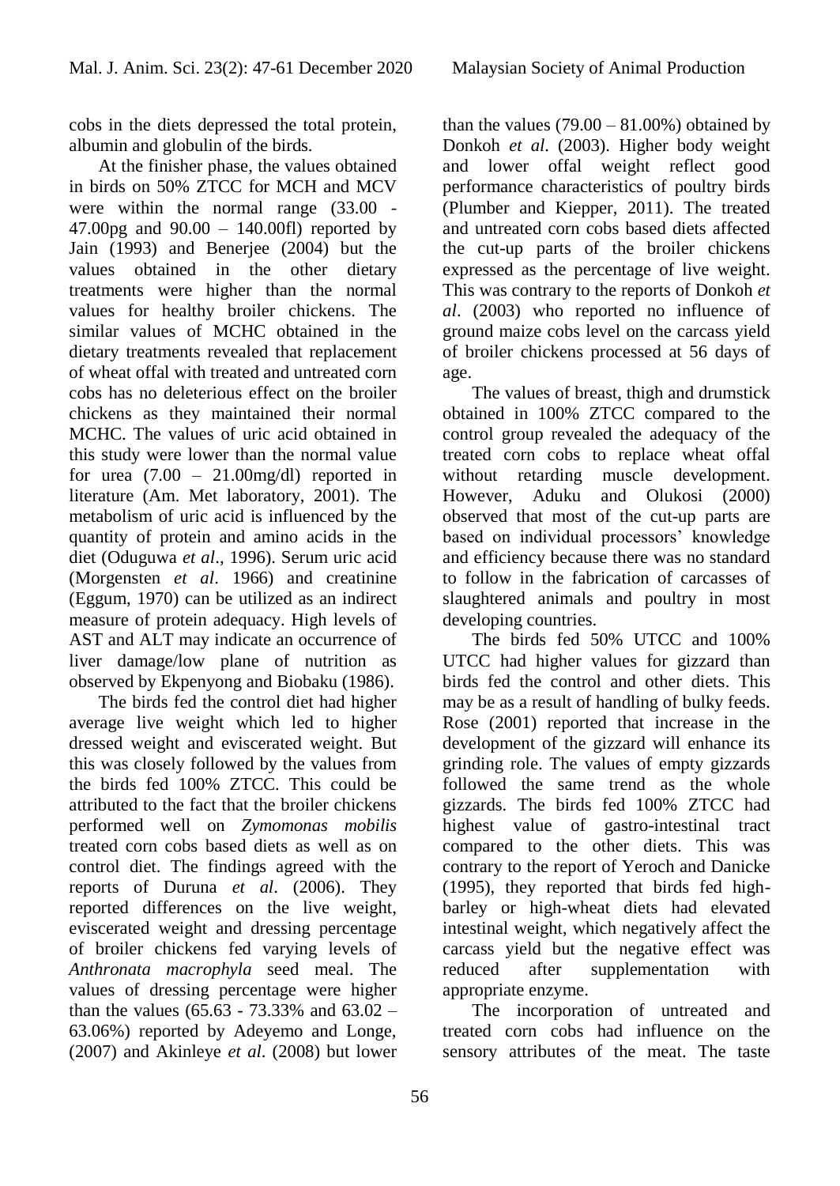cobs in the diets depressed the total protein, albumin and globulin of the birds.

At the finisher phase, the values obtained in birds on 50% ZTCC for MCH and MCV were within the normal range (33.00 - 47.00pg and 90.00 – 140.00fl) reported by Jain (1993) and Benerjee (2004) but the values obtained in the other dietary treatments were higher than the normal values for healthy broiler chickens. The similar values of MCHC obtained in the dietary treatments revealed that replacement of wheat offal with treated and untreated corn cobs has no deleterious effect on the broiler chickens as they maintained their normal MCHC. The values of uric acid obtained in this study were lower than the normal value for urea (7.00 – 21.00mg/dl) reported in literature (Am. Met laboratory, 2001). The metabolism of uric acid is influenced by the quantity of protein and amino acids in the diet (Oduguwa *et al*., 1996). Serum uric acid (Morgensten *et al*. 1966) and creatinine (Eggum, 1970) can be utilized as an indirect measure of protein adequacy. High levels of AST and ALT may indicate an occurrence of liver damage/low plane of nutrition as observed by Ekpenyong and Biobaku (1986).

The birds fed the control diet had higher average live weight which led to higher dressed weight and eviscerated weight. But this was closely followed by the values from the birds fed 100% ZTCC. This could be attributed to the fact that the broiler chickens performed well on *Zymomonas mobilis* treated corn cobs based diets as well as on control diet. The findings agreed with the reports of Duruna *et al*. (2006). They reported differences on the live weight, eviscerated weight and dressing percentage of broiler chickens fed varying levels of *Anthronata macrophyla* seed meal. The values of dressing percentage were higher than the values (65.63 - 73.33% and 63.02 – 63.06%) reported by Adeyemo and Longe, (2007) and Akinleye *et al*. (2008) but lower than the values (79.00 – 81.00%) obtained by Donkoh *et al*. (2003). Higher body weight and lower offal weight reflect good performance characteristics of poultry birds (Plumber and Kiepper, 2011). The treated and untreated corn cobs based diets affected the cut-up parts of the broiler chickens expressed as the percentage of live weight. This was contrary to the reports of Donkoh *et al*. (2003) who reported no influence of ground maize cobs level on the carcass yield of broiler chickens processed at 56 days of age.

The values of breast, thigh and drumstick obtained in 100% ZTCC compared to the control group revealed the adequacy of the treated corn cobs to replace wheat offal without retarding muscle development. However, Aduku and Olukosi (2000) observed that most of the cut-up parts are based on individual processors' knowledge and efficiency because there was no standard to follow in the fabrication of carcasses of slaughtered animals and poultry in most developing countries.

The birds fed 50% UTCC and 100% UTCC had higher values for gizzard than birds fed the control and other diets. This may be as a result of handling of bulky feeds. Rose (2001) reported that increase in the development of the gizzard will enhance its grinding role. The values of empty gizzards followed the same trend as the whole gizzards. The birds fed 100% ZTCC had highest value of gastro-intestinal tract compared to the other diets. This was contrary to the report of Yeroch and Danicke (1995), they reported that birds fed high-barley or high-wheat diets had elevated intestinal weight, which negatively affect the carcass yield but the negative effect was reduced after supplementation with appropriate enzyme.

The incorporation of untreated and treated corn cobs had influence on the sensory attributes of the meat. The taste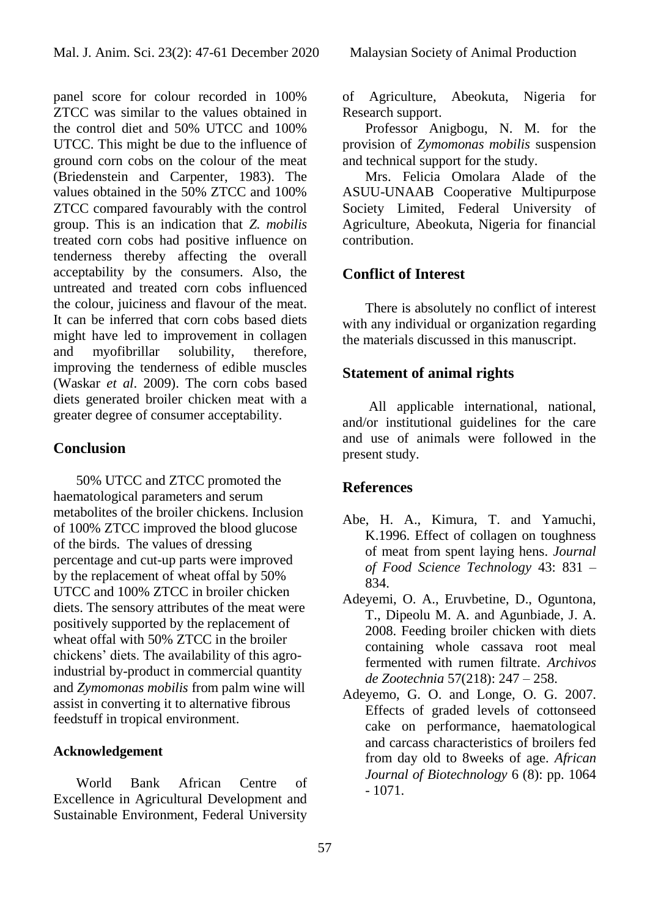panel score for colour recorded in 100% ZTCC was similar to the values obtained in the control diet and 50% UTCC and 100% UTCC. This might be due to the influence of ground corn cobs on the colour of the meat (Briedenstein and Carpenter, 1983). The values obtained in the 50% ZTCC and 100% ZTCC compared favourably with the control group. This is an indication that *Z. mobilis* treated corn cobs had positive influence on tenderness thereby affecting the overall acceptability by the consumers. Also, the untreated and treated corn cobs influenced the colour, juiciness and flavour of the meat. It can be inferred that corn cobs based diets might have led to improvement in collagen and myofibrillar solubility, therefore, improving the tenderness of edible muscles (Waskar *et al*. 2009). The corn cobs based diets generated broiler chicken meat with a greater degree of consumer acceptability.

## Conclusion

50% UTCC and ZTCC promoted the haematological parameters and serum metabolites of the broiler chickens. Inclusion of 100% ZTCC improved the blood glucose of the birds. The values of dressing percentage and cut-up parts were improved by the replacement of wheat offal by 50% UTCC and 100% ZTCC in broiler chicken diets. The sensory attributes of the meat were positively supported by the replacement of wheat offal with 50% ZTCC in the broiler chickens' diets. The availability of this agro-industrial by-product in commercial quantity and *Zymomonas mobilis* from palm wine will assist in converting it to alternative fibrous feedstuff in tropical environment.

### Acknowledgement

World Bank African Centre of Excellence in Agricultural Development and Sustainable Environment, Federal University of Agriculture, Abeokuta, Nigeria for Research support.

Professor Anigbogu, N. M. for the provision of *Zymomonas mobilis* suspension and technical support for the study.

Mrs. Felicia Omolara Alade of the ASUU-UNAAB Cooperative Multipurpose Society Limited, Federal University of Agriculture, Abeokuta, Nigeria for financial contribution.

## Conflict of Interest

There is absolutely no conflict of interest with any individual or organization regarding the materials discussed in this manuscript.

## Statement of animal rights

All applicable international, national, and/or institutional guidelines for the care and use of animals were followed in the present study.

## References

Abe, H. A., Kimura, T. and Yamuchi, K.1996. Effect of collagen on toughness of meat from spent laying hens. *Journal of Food Science Technology* 43: 831 – 834.

Adeyemi, O. A., Eruvbetine, D., Oguntona, T., Dipeolu M. A. and Agunbiade, J. A. 2008. Feeding broiler chicken with diets containing whole cassava root meal fermented with rumen filtrate. *Archivos de Zootechnia* 57(218): 247 – 258.

Adeyemo, G. O. and Longe, O. G. 2007. Effects of graded levels of cottonseed cake on performance, haematological and carcass characteristics of broilers fed from day old to 8weeks of age. *African Journal of Biotechnology* 6 (8): pp. 1064 - 1071.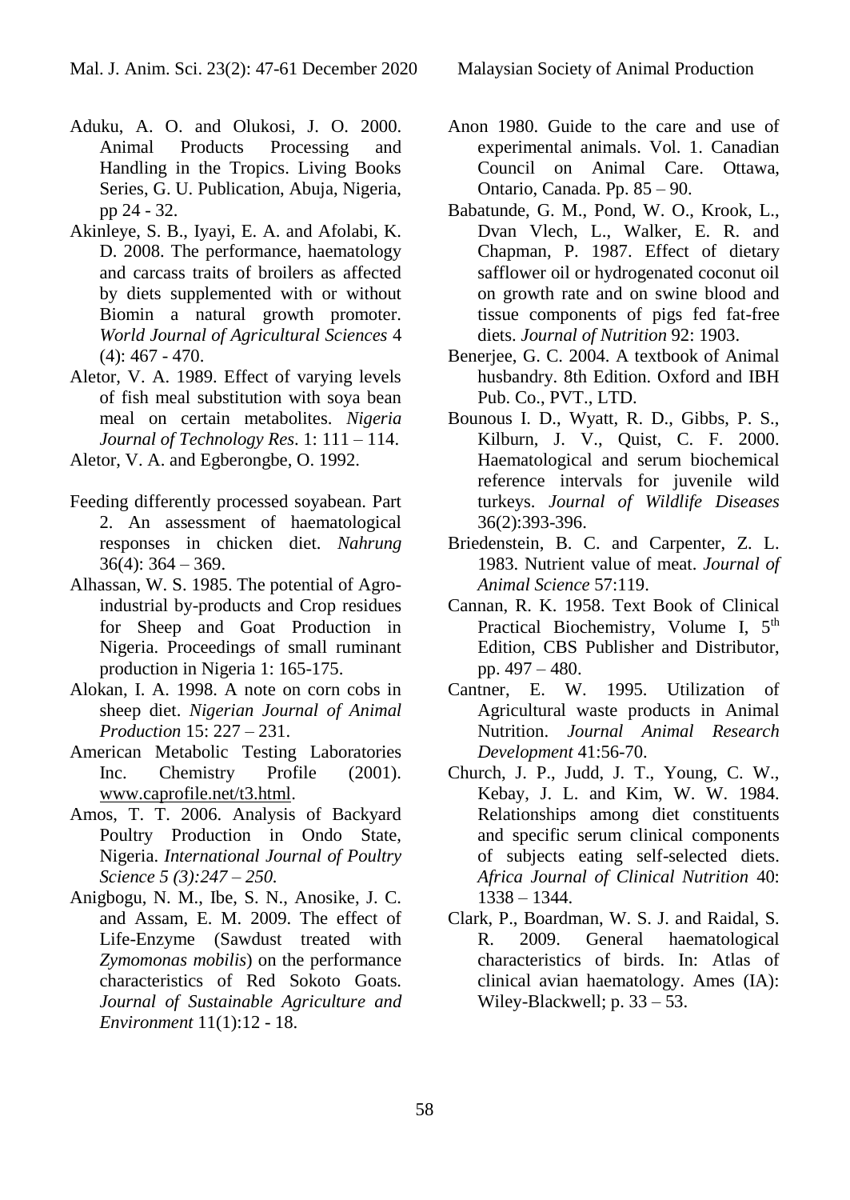Aduku, A. O. and Olukosi, J. O. 2000. Animal Products Processing and Handling in the Tropics. Living Books Series, G. U. Publication, Abuja, Nigeria, pp 24 - 32.

Akinleye, S. B., Iyayi, E. A. and Afolabi, K. D. 2008. The performance, haematology and carcass traits of broilers as affected by diets supplemented with or without Biomin a natural growth promoter. *World Journal of Agricultural Sciences* 4 (4): 467 - 470.

Aletor, V. A. 1989. Effect of varying levels of fish meal substitution with soya bean meal on certain metabolites. *Nigeria Journal of Technology Res*. 1: 111 – 114.

Aletor, V. A. and Egberongbe, O. 1992.

Feeding differently processed soyabean. Part 2. An assessment of haematological responses in chicken diet. *Nahrung* 36(4): 364 – 369.

Alhassan, W. S. 1985. The potential of Agro-industrial by-products and Crop residues for Sheep and Goat Production in Nigeria. Proceedings of small ruminant production in Nigeria 1: 165-175.

Alokan, I. A. 1998. A note on corn cobs in sheep diet. *Nigerian Journal of Animal Production* 15: 227 – 231.

American Metabolic Testing Laboratories Inc. Chemistry Profile (2001). www.caprofile.net/t3.html.

Amos, T. T. 2006. Analysis of Backyard Poultry Production in Ondo State, Nigeria. *International Journal of Poultry Science 5 (3):247 – 250.*

Anigbogu, N. M., Ibe, S. N., Anosike, J. C. and Assam, E. M. 2009. The effect of Life-Enzyme (Sawdust treated with *Zymomonas mobilis*) on the performance characteristics of Red Sokoto Goats. *Journal of Sustainable Agriculture and Environment* 11(1):12 - 18.

Anon 1980. Guide to the care and use of experimental animals. Vol. 1. Canadian Council on Animal Care. Ottawa, Ontario, Canada. Pp. 85 – 90.

Babatunde, G. M., Pond, W. O., Krook, L., Dvan Vlech, L., Walker, E. R. and Chapman, P. 1987. Effect of dietary safflower oil or hydrogenated coconut oil on growth rate and on swine blood and tissue components of pigs fed fat-free diets. *Journal of Nutrition* 92: 1903.

Benerjee, G. C. 2004. A textbook of Animal husbandry. 8th Edition. Oxford and IBH Pub. Co., PVT., LTD.

Bounous I. D., Wyatt, R. D., Gibbs, P. S., Kilburn, J. V., Quist, C. F. 2000. Haematological and serum biochemical reference intervals for juvenile wild turkeys. *Journal of Wildlife Diseases* 36(2):393-396.

Briedenstein, B. C. and Carpenter, Z. L. 1983. Nutrient value of meat. *Journal of Animal Science* 57:119.

Cannan, R. K. 1958. Text Book of Clinical Practical Biochemistry, Volume I, 5th Edition, CBS Publisher and Distributor, pp. 497 – 480.

Cantner, E. W. 1995. Utilization of Agricultural waste products in Animal Nutrition. *Journal Animal Research Development* 41:56-70.

Church, J. P., Judd, J. T., Young, C. W., Kebay, J. L. and Kim, W. W. 1984. Relationships among diet constituents and specific serum clinical components of subjects eating self-selected diets. *Africa Journal of Clinical Nutrition* 40: 1338 – 1344.

Clark, P., Boardman, W. S. J. and Raidal, S. R. 2009. General haematological characteristics of birds. In: Atlas of clinical avian haematology. Ames (IA): Wiley-Blackwell; p. 33 – 53.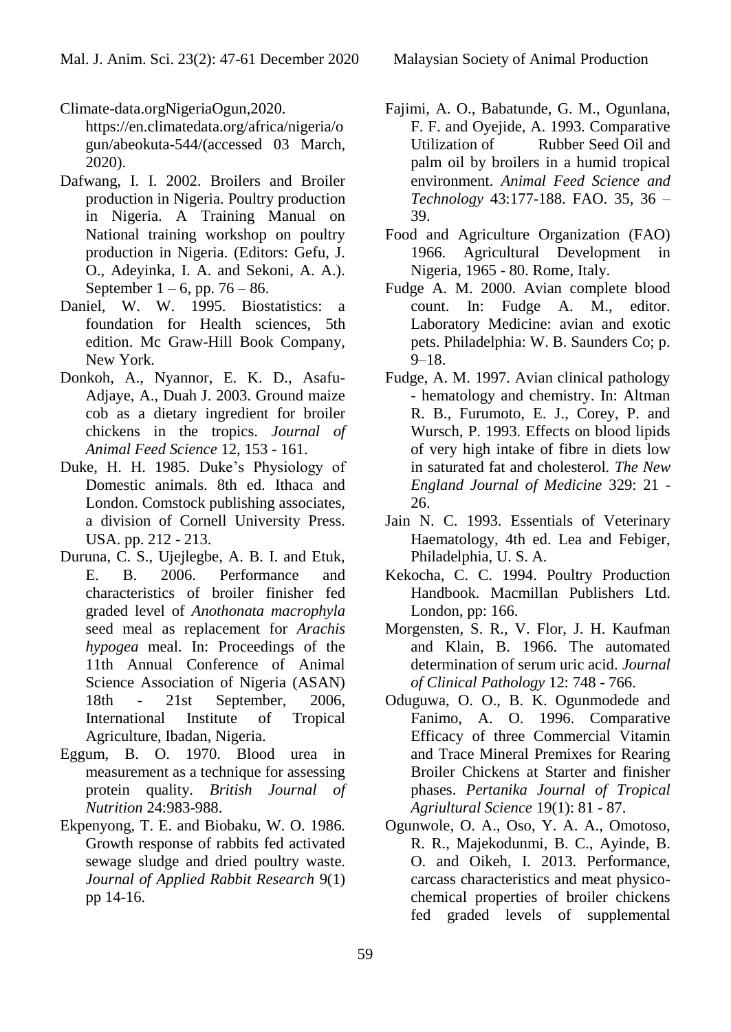Climate-data.orgNigeriaOgun,2020. https://en.climatedata.org/africa/nigeria/ogun/abeokuta-544/(accessed 03 March, 2020).

Dafwang, I. I. 2002. Broilers and Broiler production in Nigeria. Poultry production in Nigeria. A Training Manual on National training workshop on poultry production in Nigeria. (Editors: Gefu, J. O., Adeyinka, I. A. and Sekoni, A. A.). September 1 – 6, pp. 76 – 86.

Daniel, W. W. 1995. Biostatistics: a foundation for Health sciences, 5th edition. Mc Graw-Hill Book Company, New York.

Donkoh, A., Nyannor, E. K. D., Asafu-Adjaye, A., Duah J. 2003. Ground maize cob as a dietary ingredient for broiler chickens in the tropics. *Journal of Animal Feed Science* 12, 153 - 161.

Duke, H. H. 1985. Duke's Physiology of Domestic animals. 8th ed. Ithaca and London. Comstock publishing associates, a division of Cornell University Press. USA. pp. 212 - 213.

Duruna, C. S., Ujejlegbe, A. B. I. and Etuk, E. B. 2006. Performance and characteristics of broiler finisher fed graded level of *Anothonata macrophyla* seed meal as replacement for *Arachis hypogea* meal. In: Proceedings of the 11th Annual Conference of Animal Science Association of Nigeria (ASAN) 18th - 21st September, 2006, International Institute of Tropical Agriculture, Ibadan, Nigeria.

Eggum, B. O. 1970. Blood urea in measurement as a technique for assessing protein quality. *British Journal of Nutrition* 24:983-988.

Ekpenyong, T. E. and Biobaku, W. O. 1986. Growth response of rabbits fed activated sewage sludge and dried poultry waste. *Journal of Applied Rabbit Research* 9(1) pp 14-16.

Fajimi, A. O., Babatunde, G. M., Ogunlana, F. F. and Oyejide, A. 1993. Comparative Utilization of Rubber Seed Oil and palm oil by broilers in a humid tropical environment. *Animal Feed Science and Technology* 43:177-188. FAO. 35, 36 – 39.

Food and Agriculture Organization (FAO) 1966. Agricultural Development in Nigeria, 1965 - 80. Rome, Italy.

Fudge A. M. 2000. Avian complete blood count. In: Fudge A. M., editor. Laboratory Medicine: avian and exotic pets. Philadelphia: W. B. Saunders Co; p. 9–18.

Fudge, A. M. 1997. Avian clinical pathology - hematology and chemistry. In: Altman R. B., Furumoto, E. J., Corey, P. and Wursch, P. 1993. Effects on blood lipids of very high intake of fibre in diets low in saturated fat and cholesterol. *The New England Journal of Medicine* 329: 21 - 26.

Jain N. C. 1993. Essentials of Veterinary Haematology, 4th ed. Lea and Febiger, Philadelphia, U. S. A.

Kekocha, C. C. 1994. Poultry Production Handbook. Macmillan Publishers Ltd. London, pp: 166.

Morgensten, S. R., V. Flor, J. H. Kaufman and Klain, B. 1966. The automated determination of serum uric acid. *Journal of Clinical Pathology* 12: 748 - 766.

Oduguwa, O. O., B. K. Ogunmodede and Fanimo, A. O. 1996. Comparative Efficacy of three Commercial Vitamin and Trace Mineral Premixes for Rearing Broiler Chickens at Starter and finisher phases. *Pertanika Journal of Tropical Agriultural Science* 19(1): 81 - 87.

Ogunwole, O. A., Oso, Y. A. A., Omotoso, R. R., Majekodunmi, B. C., Ayinde, B. O. and Oikeh, I. 2013. Performance, carcass characteristics and meat physico-chemical properties of broiler chickens fed graded levels of supplemental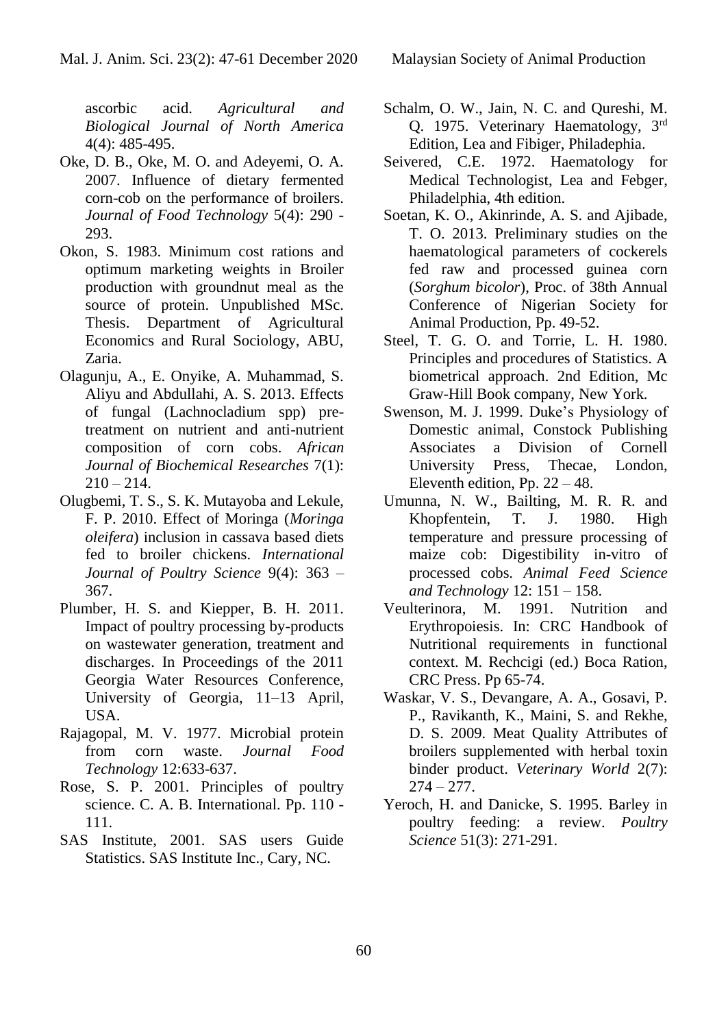ascorbic acid. *Agricultural and Biological Journal of North America* 4(4): 485-495.

Oke, D. B., Oke, M. O. and Adeyemi, O. A. 2007. Influence of dietary fermented corn-cob on the performance of broilers. *Journal of Food Technology* 5(4): 290 - 293.

Okon, S. 1983. Minimum cost rations and optimum marketing weights in Broiler production with groundnut meal as the source of protein. Unpublished MSc. Thesis. Department of Agricultural Economics and Rural Sociology, ABU, Zaria.

Olagunju, A., E. Onyike, A. Muhammad, S. Aliyu and Abdullahi, A. S. 2013. Effects of fungal (Lachnocladium spp) pre-treatment on nutrient and anti-nutrient composition of corn cobs. *African Journal of Biochemical Researches* 7(1): 210 – 214.

Olugbemi, T. S., S. K. Mutayoba and Lekule, F. P. 2010. Effect of Moringa (*Moringa oleifera*) inclusion in cassava based diets fed to broiler chickens. *International Journal of Poultry Science* 9(4): 363 – 367.

Plumber, H. S. and Kiepper, B. H. 2011. Impact of poultry processing by-products on wastewater generation, treatment and discharges. In Proceedings of the 2011 Georgia Water Resources Conference, University of Georgia, 11–13 April, USA.

Rajagopal, M. V. 1977. Microbial protein from corn waste. *Journal Food Technology* 12:633-637.

Rose, S. P. 2001. Principles of poultry science. C. A. B. International. Pp. 110 - 111.

SAS Institute, 2001. SAS users Guide Statistics. SAS Institute Inc., Cary, NC.

Schalm, O. W., Jain, N. C. and Qureshi, M. Q. 1975. Veterinary Haematology, 3rd Edition, Lea and Fibiger, Philadephia.

Seivered, C.E. 1972. Haematology for Medical Technologist, Lea and Febger, Philadelphia, 4th edition.

Soetan, K. O., Akinrinde, A. S. and Ajibade, T. O. 2013. Preliminary studies on the haematological parameters of cockerels fed raw and processed guinea corn (*Sorghum bicolor*), Proc. of 38th Annual Conference of Nigerian Society for Animal Production, Pp. 49-52.

Steel, T. G. O. and Torrie, L. H. 1980. Principles and procedures of Statistics. A biometrical approach. 2nd Edition, Mc Graw-Hill Book company, New York.

Swenson, M. J. 1999. Duke's Physiology of Domestic animal, Constock Publishing Associates a Division of Cornell University Press, Thecae, London, Eleventh edition, Pp. 22 – 48.

Umunna, N. W., Bailting, M. R. R. and Khopfentein, T. J. 1980. High temperature and pressure processing of maize cob: Digestibility in-vitro of processed cobs. *Animal Feed Science and Technology* 12: 151 – 158.

Veulterinora, M. 1991. Nutrition and Erythropoiesis. In: CRC Handbook of Nutritional requirements in functional context. M. Rechcigi (ed.) Boca Ration, CRC Press. Pp 65-74.

Waskar, V. S., Devangare, A. A., Gosavi, P. P., Ravikanth, K., Maini, S. and Rekhe, D. S. 2009. Meat Quality Attributes of broilers supplemented with herbal toxin binder product. *Veterinary World* 2(7): 274 – 277.

Yeroch, H. and Danicke, S. 1995. Barley in poultry feeding: a review. *Poultry Science* 51(3): 271-291.